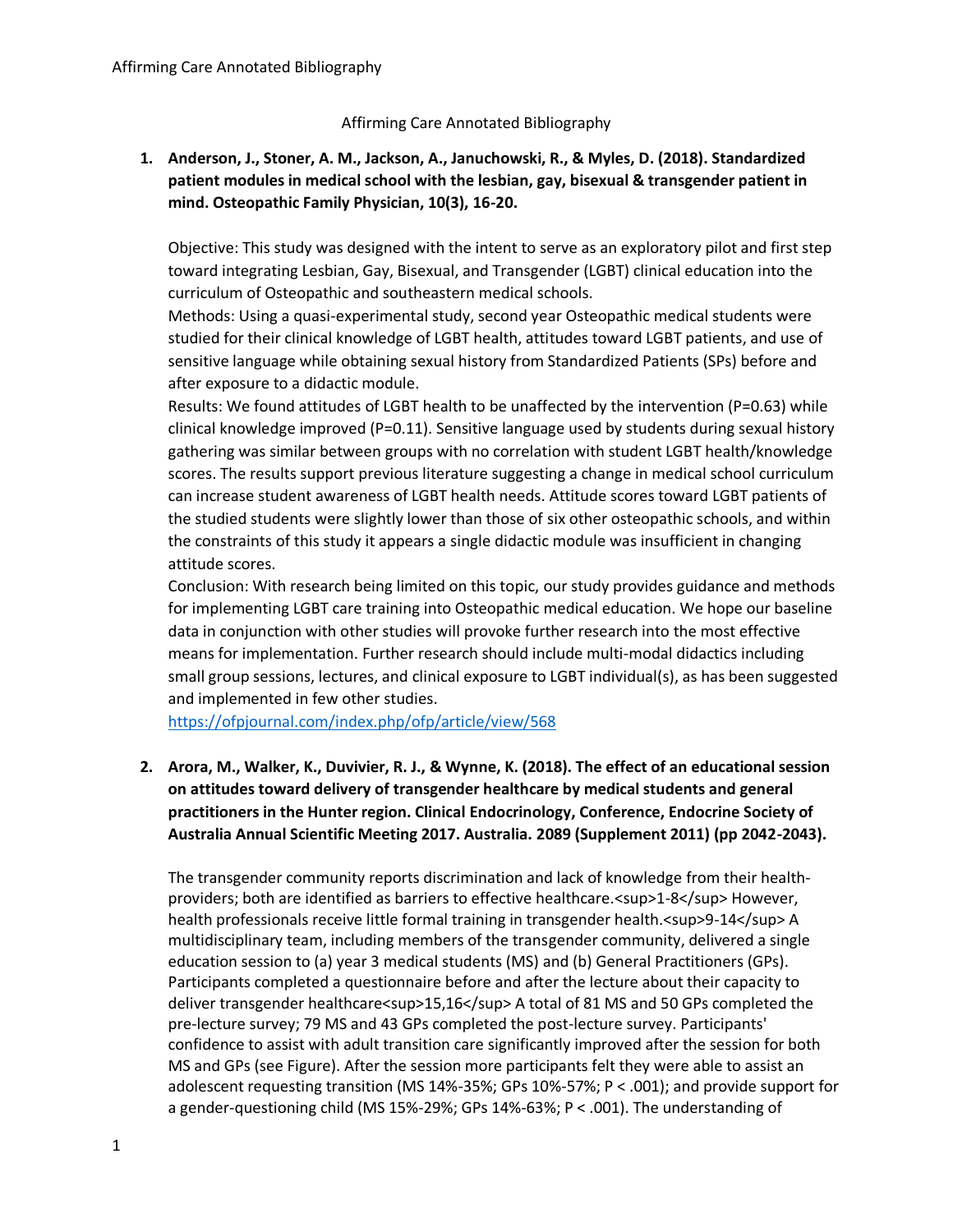# Affirming Care Annotated Bibliography

1. **Anderson, J., Stoner, A. M., Jackson, A., Januchowski, R., & Myles, D. (2018). Standardized patient modules in medical school with the lesbian, gay, bisexual & transgender patient in mind. Osteopathic Family Physician, 10(3), 16-20.**

   Objective: This study was designed with the intent to serve as an exploratory pilot and first step toward integrating Lesbian, Gay, Bisexual, and Transgender (LGBT) clinical education into the curriculum of Osteopathic and southeastern medical schools.
   Methods: Using a quasi-experimental study, second year Osteopathic medical students were studied for their clinical knowledge of LGBT health, attitudes toward LGBT patients, and use of sensitive language while obtaining sexual history from Standardized Patients (SPs) before and after exposure to a didactic module.
   Results: We found attitudes of LGBT health to be unaffected by the intervention (P=0.63) while clinical knowledge improved (P=0.11). Sensitive language used by students during sexual history gathering was similar between groups with no correlation with student LGBT health/knowledge scores. The results support previous literature suggesting a change in medical school curriculum can increase student awareness of LGBT health needs. Attitude scores toward LGBT patients of the studied students were slightly lower than those of six other osteopathic schools, and within the constraints of this study it appears a single didactic module was insufficient in changing attitude scores.
   Conclusion: With research being limited on this topic, our study provides guidance and methods for implementing LGBT care training into Osteopathic medical education. We hope our baseline data in conjunction with other studies will provoke further research into the most effective means for implementation. Further research should include multi-modal didactics including small group sessions, lectures, and clinical exposure to LGBT individual(s), as has been suggested and implemented in few other studies.
   https://ofpjournal.com/index.php/ofp/article/view/568

2. **Arora, M., Walker, K., Duvivier, R. J., & Wynne, K. (2018). The effect of an educational session on attitudes toward delivery of transgender healthcare by medical students and general practitioners in the Hunter region. Clinical Endocrinology, Conference, Endocrine Society of Australia Annual Scientific Meeting 2017. Australia. 2089 (Supplement 2011) (pp 2042-2043).**

   The transgender community reports discrimination and lack of knowledge from their health-providers; both are identified as barriers to effective healthcare.[1-8] However, health professionals receive little formal training in transgender health.[9-14] A multidisciplinary team, including members of the transgender community, delivered a single education session to (a) year 3 medical students (MS) and (b) General Practitioners (GPs). Participants completed a questionnaire before and after the lecture about their capacity to deliver transgender healthcare[15,16] A total of 81 MS and 50 GPs completed the pre-lecture survey; 79 MS and 43 GPs completed the post-lecture survey. Participants' confidence to assist with adult transition care significantly improved after the session for both MS and GPs (see Figure). After the session more participants felt they were able to assist an adolescent requesting transition (MS 14%-35%; GPs 10%-57%; $P < .001$); and provide support for a gender-questioning child (MS 15%-29%; GPs 14%-63%; $P < .001$). The understanding of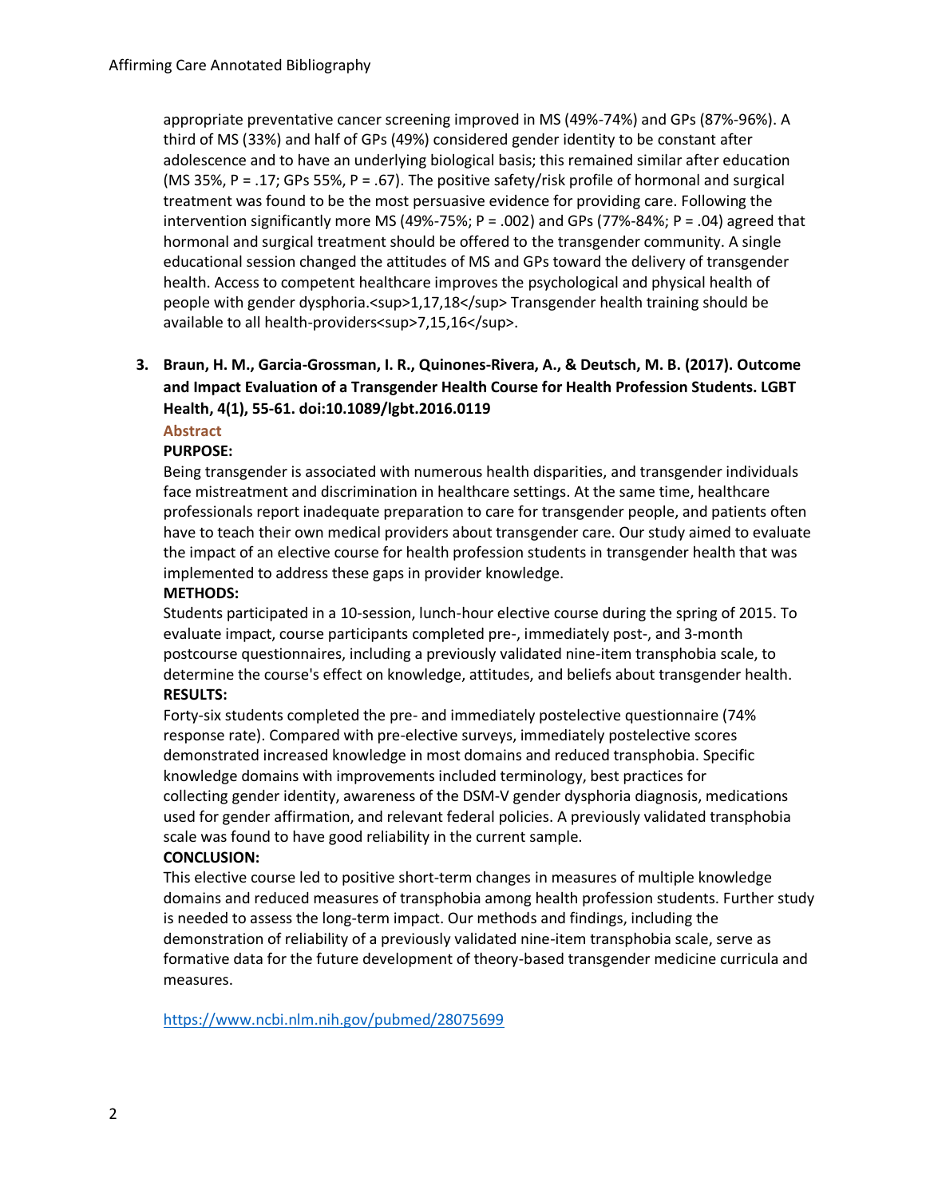appropriate preventative cancer screening improved in MS (49%-74%) and GPs (87%-96%). A third of MS (33%) and half of GPs (49%) considered gender identity to be constant after adolescence and to have an underlying biological basis; this remained similar after education (MS 35%, P = .17; GPs 55%, P = .67). The positive safety/risk profile of hormonal and surgical treatment was found to be the most persuasive evidence for providing care. Following the intervention significantly more MS (49%-75%; P = .002) and GPs (77%-84%; P = .04) agreed that hormonal and surgical treatment should be offered to the transgender community. A single educational session changed the attitudes of MS and GPs toward the delivery of transgender health. Access to competent healthcare improves the psychological and physical health of people with gender dysphoria.[1,17,18] Transgender health training should be available to all health-providers[7,15,16].

3. **Braun, H. M., Garcia-Grossman, I. R., Quinones-Rivera, A., & Deutsch, M. B. (2017). Outcome and Impact Evaluation of a Transgender Health Course for Health Profession Students. LGBT Health, 4(1), 55-61. doi:10.1089/lgbt.2016.0119**

   **Abstract**

   **PURPOSE:**

   Being transgender is associated with numerous health disparities, and transgender individuals face mistreatment and discrimination in healthcare settings. At the same time, healthcare professionals report inadequate preparation to care for transgender people, and patients often have to teach their own medical providers about transgender care. Our study aimed to evaluate the impact of an elective course for health profession students in transgender health that was implemented to address these gaps in provider knowledge.

   **METHODS:**

   Students participated in a 10-session, lunch-hour elective course during the spring of 2015. To evaluate impact, course participants completed pre-, immediately post-, and 3-month postcourse questionnaires, including a previously validated nine-item transphobia scale, to determine the course's effect on knowledge, attitudes, and beliefs about transgender health.

   **RESULTS:**

   Forty-six students completed the pre- and immediately postelective questionnaire (74% response rate). Compared with pre-elective surveys, immediately postelective scores demonstrated increased knowledge in most domains and reduced transphobia. Specific knowledge domains with improvements included terminology, best practices for collecting gender identity, awareness of the DSM-V gender dysphoria diagnosis, medications used for gender affirmation, and relevant federal policies. A previously validated transphobia scale was found to have good reliability in the current sample.

   **CONCLUSION:**

   This elective course led to positive short-term changes in measures of multiple knowledge domains and reduced measures of transphobia among health profession students. Further study is needed to assess the long-term impact. Our methods and findings, including the demonstration of reliability of a previously validated nine-item transphobia scale, serve as formative data for the future development of theory-based transgender medicine curricula and measures.

   https://www.ncbi.nlm.nih.gov/pubmed/28075699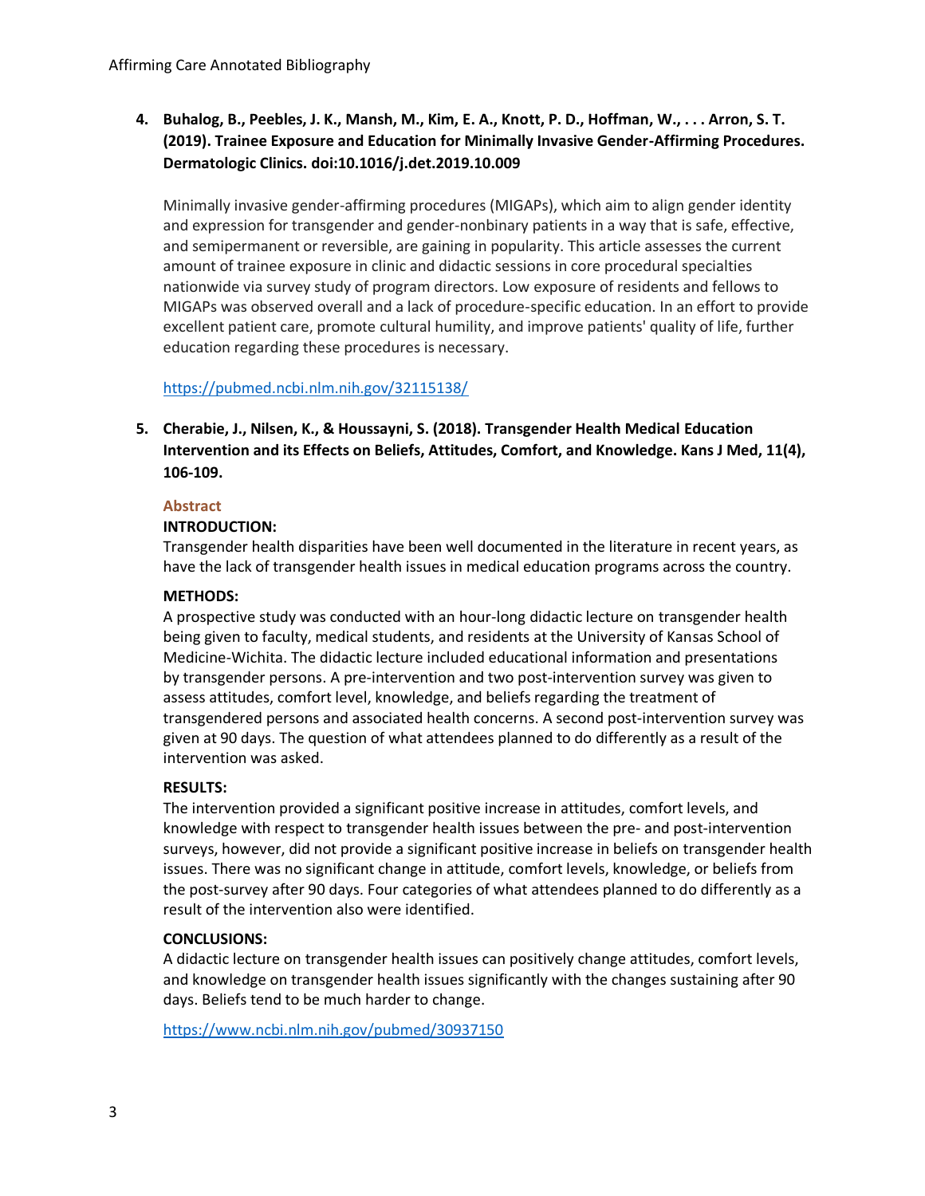4. **Buhalog, B., Peebles, J. K., Mansh, M., Kim, E. A., Knott, P. D., Hoffman, W., . . . Arron, S. T. (2019). Trainee Exposure and Education for Minimally Invasive Gender-Affirming Procedures. Dermatologic Clinics. doi:10.1016/j.det.2019.10.009**

   Minimally invasive gender-affirming procedures (MIGAPs), which aim to align gender identity and expression for transgender and gender-nonbinary patients in a way that is safe, effective, and semipermanent or reversible, are gaining in popularity. This article assesses the current amount of trainee exposure in clinic and didactic sessions in core procedural specialties nationwide via survey study of program directors. Low exposure of residents and fellows to MIGAPs was observed overall and a lack of procedure-specific education. In an effort to provide excellent patient care, promote cultural humility, and improve patients' quality of life, further education regarding these procedures is necessary.

   https://pubmed.ncbi.nlm.nih.gov/32115138/

5. **Cherabie, J., Nilsen, K., & Houssayni, S. (2018). Transgender Health Medical Education Intervention and its Effects on Beliefs, Attitudes, Comfort, and Knowledge. Kans J Med, 11(4), 106-109.**

   **Abstract**

   **INTRODUCTION:**
   Transgender health disparities have been well documented in the literature in recent years, as have the lack of transgender health issues in medical education programs across the country.

   **METHODS:**
   A prospective study was conducted with an hour-long didactic lecture on transgender health being given to faculty, medical students, and residents at the University of Kansas School of Medicine-Wichita. The didactic lecture included educational information and presentations by transgender persons. A pre-intervention and two post-intervention survey was given to assess attitudes, comfort level, knowledge, and beliefs regarding the treatment of transgendered persons and associated health concerns. A second post-intervention survey was given at 90 days. The question of what attendees planned to do differently as a result of the intervention was asked.

   **RESULTS:**
   The intervention provided a significant positive increase in attitudes, comfort levels, and knowledge with respect to transgender health issues between the pre- and post-intervention surveys, however, did not provide a significant positive increase in beliefs on transgender health issues. There was no significant change in attitude, comfort levels, knowledge, or beliefs from the post-survey after 90 days. Four categories of what attendees planned to do differently as a result of the intervention also were identified.

   **CONCLUSIONS:**
   A didactic lecture on transgender health issues can positively change attitudes, comfort levels, and knowledge on transgender health issues significantly with the changes sustaining after 90 days. Beliefs tend to be much harder to change.

   https://www.ncbi.nlm.nih.gov/pubmed/30937150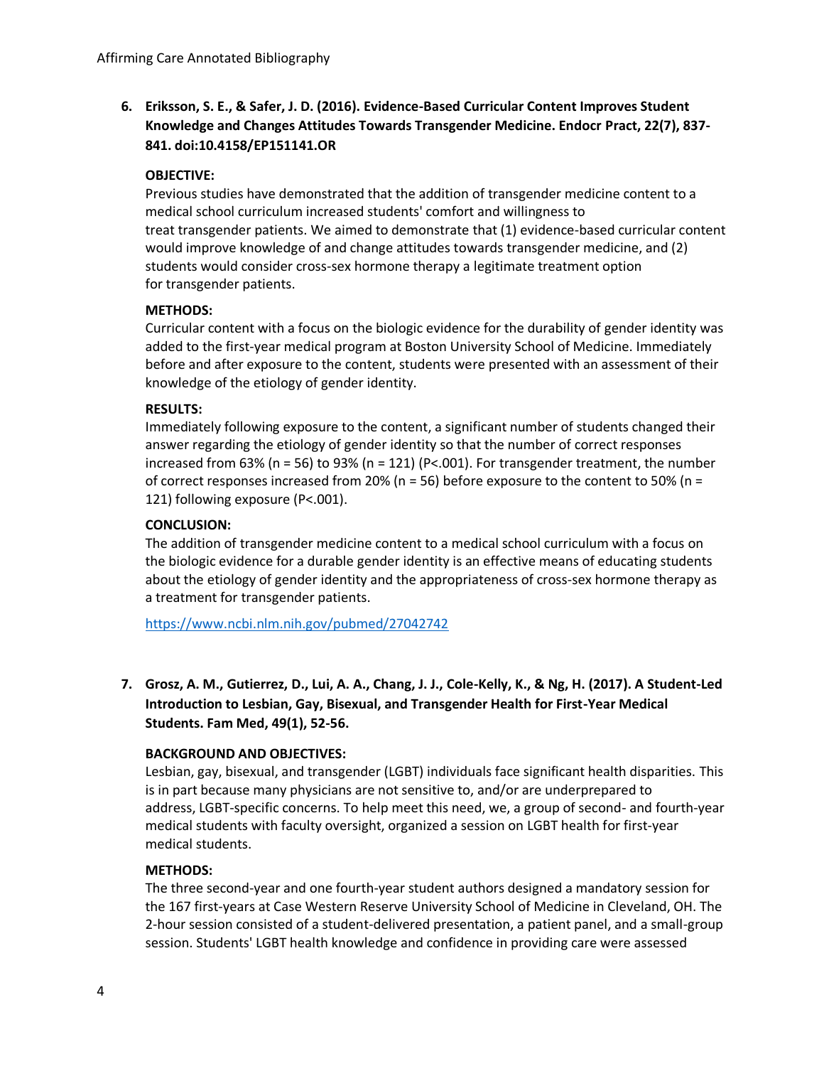6. **Eriksson, S. E., & Safer, J. D. (2016). Evidence-Based Curricular Content Improves Student Knowledge and Changes Attitudes Towards Transgender Medicine. Endocr Pract, 22(7), 837-841. doi:10.4158/EP151141.OR**

   **OBJECTIVE:**
   Previous studies have demonstrated that the addition of transgender medicine content to a medical school curriculum increased students' comfort and willingness to treat transgender patients. We aimed to demonstrate that (1) evidence-based curricular content would improve knowledge of and change attitudes towards transgender medicine, and (2) students would consider cross-sex hormone therapy a legitimate treatment option for transgender patients.

   **METHODS:**
   Curricular content with a focus on the biologic evidence for the durability of gender identity was added to the first-year medical program at Boston University School of Medicine. Immediately before and after exposure to the content, students were presented with an assessment of their knowledge of the etiology of gender identity.

   **RESULTS:**
   Immediately following exposure to the content, a significant number of students changed their answer regarding the etiology of gender identity so that the number of correct responses increased from 63% ($n = 56$) to 93% ($n = 121$) ($P<.001$). For transgender treatment, the number of correct responses increased from 20% ($n = 56$) before exposure to the content to 50% ($n = 121$) following exposure ($P<.001$).

   **CONCLUSION:**
   The addition of transgender medicine content to a medical school curriculum with a focus on the biologic evidence for a durable gender identity is an effective means of educating students about the etiology of gender identity and the appropriateness of cross-sex hormone therapy as a treatment for transgender patients.

   https://www.ncbi.nlm.nih.gov/pubmed/27042742

7. **Grosz, A. M., Gutierrez, D., Lui, A. A., Chang, J. J., Cole-Kelly, K., & Ng, H. (2017). A Student-Led Introduction to Lesbian, Gay, Bisexual, and Transgender Health for First-Year Medical Students. Fam Med, 49(1), 52-56.**

   **BACKGROUND AND OBJECTIVES:**
   Lesbian, gay, bisexual, and transgender (LGBT) individuals face significant health disparities. This is in part because many physicians are not sensitive to, and/or are underprepared to address, LGBT-specific concerns. To help meet this need, we, a group of second- and fourth-year medical students with faculty oversight, organized a session on LGBT health for first-year medical students.

   **METHODS:**
   The three second-year and one fourth-year student authors designed a mandatory session for the 167 first-years at Case Western Reserve University School of Medicine in Cleveland, OH. The 2-hour session consisted of a student-delivered presentation, a patient panel, and a small-group session. Students' LGBT health knowledge and confidence in providing care were assessed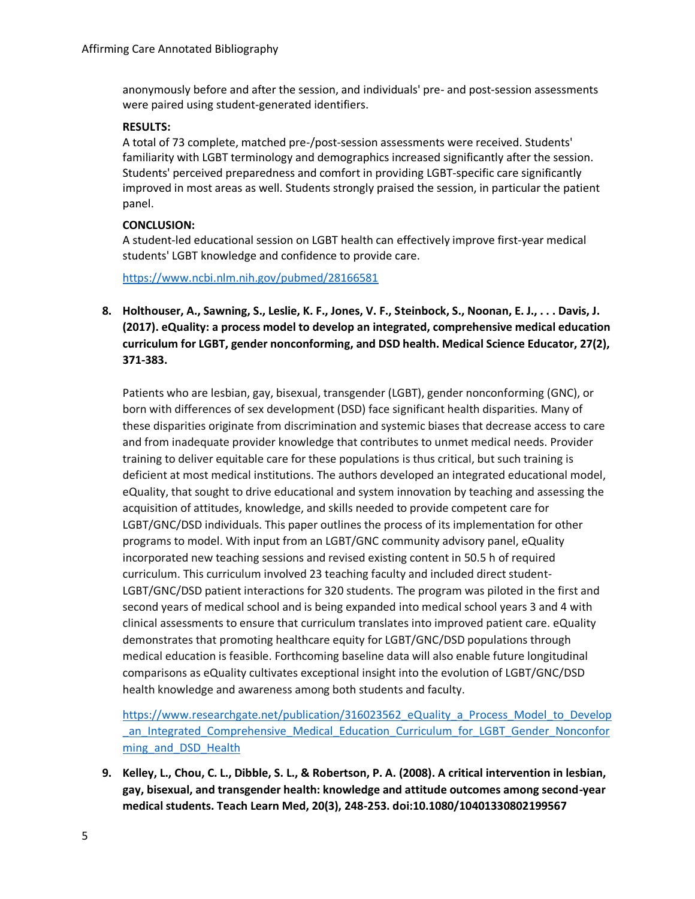anonymously before and after the session, and individuals' pre- and post-session assessments were paired using student-generated identifiers.

**RESULTS:**
A total of 73 complete, matched pre-/post-session assessments were received. Students' familiarity with LGBT terminology and demographics increased significantly after the session. Students' perceived preparedness and comfort in providing LGBT-specific care significantly improved in most areas as well. Students strongly praised the session, in particular the patient panel.

**CONCLUSION:**
A student-led educational session on LGBT health can effectively improve first-year medical students' LGBT knowledge and confidence to provide care.

https://www.ncbi.nlm.nih.gov/pubmed/28166581

8. **Holthouser, A., Sawning, S., Leslie, K. F., Jones, V. F., Steinbock, S., Noonan, E. J., . . . Davis, J. (2017). eQuality: a process model to develop an integrated, comprehensive medical education curriculum for LGBT, gender nonconforming, and DSD health. Medical Science Educator, 27(2), 371-383.**

   Patients who are lesbian, gay, bisexual, transgender (LGBT), gender nonconforming (GNC), or born with differences of sex development (DSD) face significant health disparities. Many of these disparities originate from discrimination and systemic biases that decrease access to care and from inadequate provider knowledge that contributes to unmet medical needs. Provider training to deliver equitable care for these populations is thus critical, but such training is deficient at most medical institutions. The authors developed an integrated educational model, eQuality, that sought to drive educational and system innovation by teaching and assessing the acquisition of attitudes, knowledge, and skills needed to provide competent care for LGBT/GNC/DSD individuals. This paper outlines the process of its implementation for other programs to model. With input from an LGBT/GNC community advisory panel, eQuality incorporated new teaching sessions and revised existing content in 50.5 h of required curriculum. This curriculum involved 23 teaching faculty and included direct student-LGBT/GNC/DSD patient interactions for 320 students. The program was piloted in the first and second years of medical school and is being expanded into medical school years 3 and 4 with clinical assessments to ensure that curriculum translates into improved patient care. eQuality demonstrates that promoting healthcare equity for LGBT/GNC/DSD populations through medical education is feasible. Forthcoming baseline data will also enable future longitudinal comparisons as eQuality cultivates exceptional insight into the evolution of LGBT/GNC/DSD health knowledge and awareness among both students and faculty.

   https://www.researchgate.net/publication/316023562_eQuality_a_Process_Model_to_Develop_an_Integrated_Comprehensive_Medical_Education_Curriculum_for_LGBT_Gender_Nonconforming_and_DSD_Health

9. **Kelley, L., Chou, C. L., Dibble, S. L., & Robertson, P. A. (2008). A critical intervention in lesbian, gay, bisexual, and transgender health: knowledge and attitude outcomes among second-year medical students. Teach Learn Med, 20(3), 248-253. doi:10.1080/10401330802199567**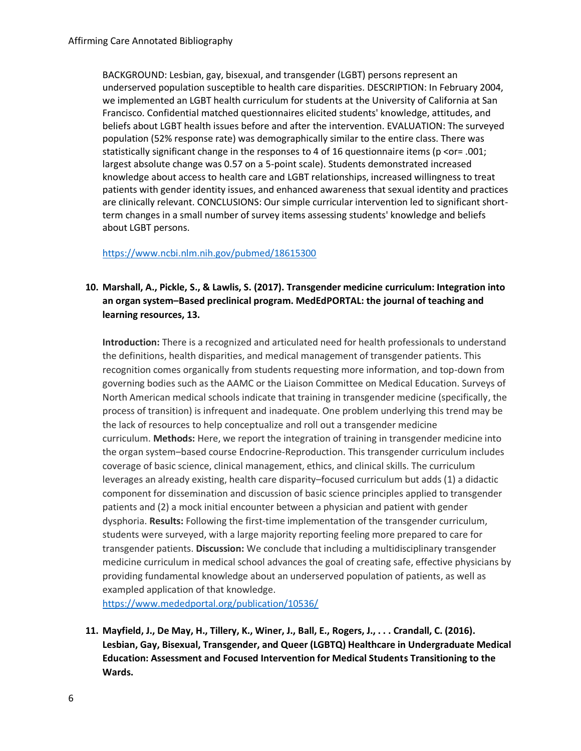BACKGROUND: Lesbian, gay, bisexual, and transgender (LGBT) persons represent an underserved population susceptible to health care disparities. DESCRIPTION: In February 2004, we implemented an LGBT health curriculum for students at the University of California at San Francisco. Confidential matched questionnaires elicited students' knowledge, attitudes, and beliefs about LGBT health issues before and after the intervention. EVALUATION: The surveyed population (52% response rate) was demographically similar to the entire class. There was statistically significant change in the responses to 4 of 16 questionnaire items (p <or= .001; largest absolute change was 0.57 on a 5-point scale). Students demonstrated increased knowledge about access to health care and LGBT relationships, increased willingness to treat patients with gender identity issues, and enhanced awareness that sexual identity and practices are clinically relevant. CONCLUSIONS: Our simple curricular intervention led to significant short-term changes in a small number of survey items assessing students' knowledge and beliefs about LGBT persons.

https://www.ncbi.nlm.nih.gov/pubmed/18615300

10. **Marshall, A., Pickle, S., & Lawlis, S. (2017). Transgender medicine curriculum: Integration into an organ system–Based preclinical program. MedEdPORTAL: the journal of teaching and learning resources, 13.**

    **Introduction:** There is a recognized and articulated need for health professionals to understand the definitions, health disparities, and medical management of transgender patients. This recognition comes organically from students requesting more information, and top-down from governing bodies such as the AAMC or the Liaison Committee on Medical Education. Surveys of North American medical schools indicate that training in transgender medicine (specifically, the process of transition) is infrequent and inadequate. One problem underlying this trend may be the lack of resources to help conceptualize and roll out a transgender medicine curriculum. **Methods:** Here, we report the integration of training in transgender medicine into the organ system–based course Endocrine-Reproduction. This transgender curriculum includes coverage of basic science, clinical management, ethics, and clinical skills. The curriculum leverages an already existing, health care disparity–focused curriculum but adds (1) a didactic component for dissemination and discussion of basic science principles applied to transgender patients and (2) a mock initial encounter between a physician and patient with gender dysphoria. **Results:** Following the first-time implementation of the transgender curriculum, students were surveyed, with a large majority reporting feeling more prepared to care for transgender patients. **Discussion:** We conclude that including a multidisciplinary transgender medicine curriculum in medical school advances the goal of creating safe, effective physicians by providing fundamental knowledge about an underserved population of patients, as well as exampled application of that knowledge.
    https://www.mededportal.org/publication/10536/

11. **Mayfield, J., De May, H., Tillery, K., Winer, J., Ball, E., Rogers, J., . . . Crandall, C. (2016). Lesbian, Gay, Bisexual, Transgender, and Queer (LGBTQ) Healthcare in Undergraduate Medical Education: Assessment and Focused Intervention for Medical Students Transitioning to the Wards.**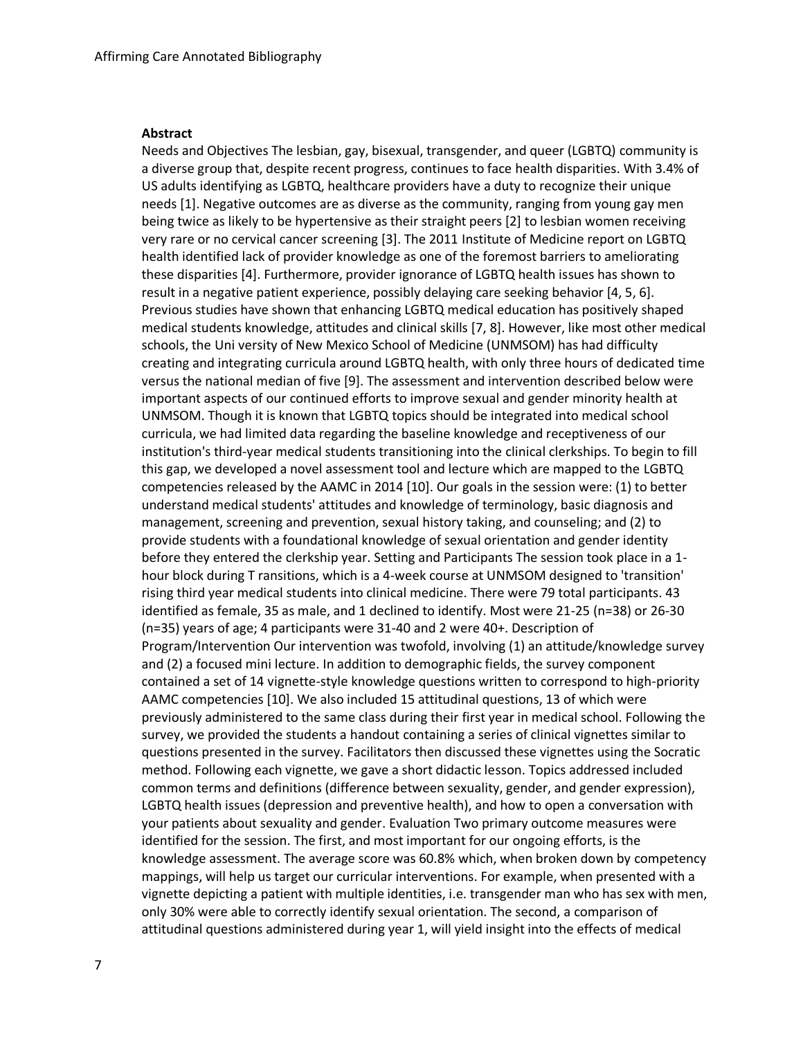**Abstract**

Needs and Objectives The lesbian, gay, bisexual, transgender, and queer (LGBTQ) community is a diverse group that, despite recent progress, continues to face health disparities. With 3.4% of US adults identifying as LGBTQ, healthcare providers have a duty to recognize their unique needs [1]. Negative outcomes are as diverse as the community, ranging from young gay men being twice as likely to be hypertensive as their straight peers [2] to lesbian women receiving very rare or no cervical cancer screening [3]. The 2011 Institute of Medicine report on LGBTQ health identified lack of provider knowledge as one of the foremost barriers to ameliorating these disparities [4]. Furthermore, provider ignorance of LGBTQ health issues has shown to result in a negative patient experience, possibly delaying care seeking behavior [4, 5, 6]. Previous studies have shown that enhancing LGBTQ medical education has positively shaped medical students knowledge, attitudes and clinical skills [7, 8]. However, like most other medical schools, the Uni versity of New Mexico School of Medicine (UNMSOM) has had difficulty creating and integrating curricula around LGBTQ health, with only three hours of dedicated time versus the national median of five [9]. The assessment and intervention described below were important aspects of our continued efforts to improve sexual and gender minority health at UNMSOM. Though it is known that LGBTQ topics should be integrated into medical school curricula, we had limited data regarding the baseline knowledge and receptiveness of our institution's third-year medical students transitioning into the clinical clerkships. To begin to fill this gap, we developed a novel assessment tool and lecture which are mapped to the LGBTQ competencies released by the AAMC in 2014 [10]. Our goals in the session were: (1) to better understand medical students' attitudes and knowledge of terminology, basic diagnosis and management, screening and prevention, sexual history taking, and counseling; and (2) to provide students with a foundational knowledge of sexual orientation and gender identity before they entered the clerkship year. Setting and Participants The session took place in a 1-hour block during T ransitions, which is a 4-week course at UNMSOM designed to 'transition' rising third year medical students into clinical medicine. There were 79 total participants. 43 identified as female, 35 as male, and 1 declined to identify. Most were 21-25 (n=38) or 26-30 (n=35) years of age; 4 participants were 31-40 and 2 were 40+. Description of Program/Intervention Our intervention was twofold, involving (1) an attitude/knowledge survey and (2) a focused mini lecture. In addition to demographic fields, the survey component contained a set of 14 vignette-style knowledge questions written to correspond to high-priority AAMC competencies [10]. We also included 15 attitudinal questions, 13 of which were previously administered to the same class during their first year in medical school. Following the survey, we provided the students a handout containing a series of clinical vignettes similar to questions presented in the survey. Facilitators then discussed these vignettes using the Socratic method. Following each vignette, we gave a short didactic lesson. Topics addressed included common terms and definitions (difference between sexuality, gender, and gender expression), LGBTQ health issues (depression and preventive health), and how to open a conversation with your patients about sexuality and gender. Evaluation Two primary outcome measures were identified for the session. The first, and most important for our ongoing efforts, is the knowledge assessment. The average score was 60.8% which, when broken down by competency mappings, will help us target our curricular interventions. For example, when presented with a vignette depicting a patient with multiple identities, i.e. transgender man who has sex with men, only 30% were able to correctly identify sexual orientation. The second, a comparison of attitudinal questions administered during year 1, will yield insight into the effects of medical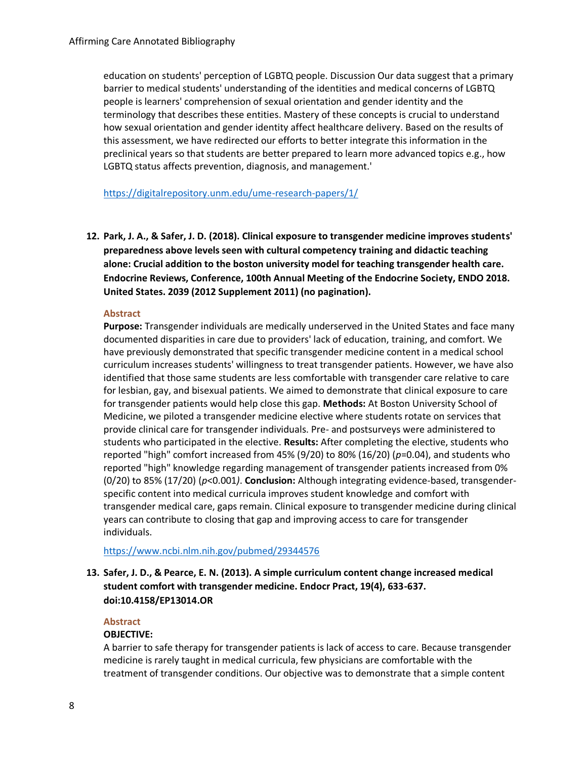education on students' perception of LGBTQ people. Discussion Our data suggest that a primary barrier to medical students' understanding of the identities and medical concerns of LGBTQ people is learners' comprehension of sexual orientation and gender identity and the terminology that describes these entities. Mastery of these concepts is crucial to understand how sexual orientation and gender identity affect healthcare delivery. Based on the results of this assessment, we have redirected our efforts to better integrate this information in the preclinical years so that students are better prepared to learn more advanced topics e.g., how LGBTQ status affects prevention, diagnosis, and management.'

https://digitalrepository.unm.edu/ume-research-papers/1/

12. **Park, J. A., & Safer, J. D. (2018). Clinical exposure to transgender medicine improves students' preparedness above levels seen with cultural competency training and didactic teaching alone: Crucial addition to the boston university model for teaching transgender health care. Endocrine Reviews, Conference, 100th Annual Meeting of the Endocrine Society, ENDO 2018. United States. 2039 (2012 Supplement 2011) (no pagination).**

#### Abstract

**Purpose:** Transgender individuals are medically underserved in the United States and face many documented disparities in care due to providers' lack of education, training, and comfort. We have previously demonstrated that specific transgender medicine content in a medical school curriculum increases students' willingness to treat transgender patients. However, we have also identified that those same students are less comfortable with transgender care relative to care for lesbian, gay, and bisexual patients. We aimed to demonstrate that clinical exposure to care for transgender patients would help close this gap. **Methods:** At Boston University School of Medicine, we piloted a transgender medicine elective where students rotate on services that provide clinical care for transgender individuals. Pre- and postsurveys were administered to students who participated in the elective. **Results:** After completing the elective, students who reported "high" comfort increased from 45% (9/20) to 80% (16/20) ($p$=0.04), and students who reported "high" knowledge regarding management of transgender patients increased from 0% (0/20) to 85% (17/20) ($p$<0.001). **Conclusion:** Although integrating evidence-based, transgender-specific content into medical curricula improves student knowledge and comfort with transgender medical care, gaps remain. Clinical exposure to transgender medicine during clinical years can contribute to closing that gap and improving access to care for transgender individuals.

https://www.ncbi.nlm.nih.gov/pubmed/29344576

13. **Safer, J. D., & Pearce, E. N. (2013). A simple curriculum content change increased medical student comfort with transgender medicine. Endocr Pract, 19(4), 633-637. doi:10.4158/EP13014.OR**

#### Abstract

**OBJECTIVE:**

A barrier to safe therapy for transgender patients is lack of access to care. Because transgender medicine is rarely taught in medical curricula, few physicians are comfortable with the treatment of transgender conditions. Our objective was to demonstrate that a simple content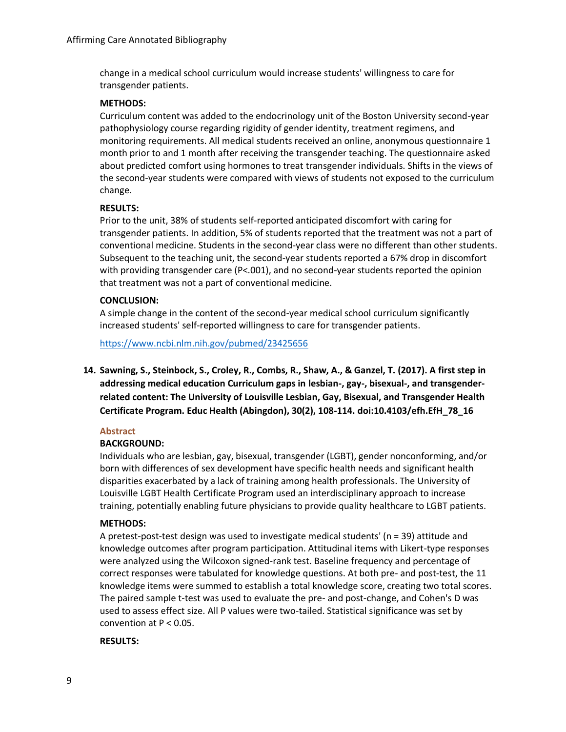change in a medical school curriculum would increase students' willingness to care for transgender patients.

**METHODS:**
Curriculum content was added to the endocrinology unit of the Boston University second-year pathophysiology course regarding rigidity of gender identity, treatment regimens, and monitoring requirements. All medical students received an online, anonymous questionnaire 1 month prior to and 1 month after receiving the transgender teaching. The questionnaire asked about predicted comfort using hormones to treat transgender individuals. Shifts in the views of the second-year students were compared with views of students not exposed to the curriculum change.

**RESULTS:**
Prior to the unit, 38% of students self-reported anticipated discomfort with caring for transgender patients. In addition, 5% of students reported that the treatment was not a part of conventional medicine. Students in the second-year class were no different than other students. Subsequent to the teaching unit, the second-year students reported a 67% drop in discomfort with providing transgender care ($P<.001$), and no second-year students reported the opinion that treatment was not a part of conventional medicine.

**CONCLUSION:**
A simple change in the content of the second-year medical school curriculum significantly increased students' self-reported willingness to care for transgender patients.

https://www.ncbi.nlm.nih.gov/pubmed/23425656

14. **Sawning, S., Steinbock, S., Croley, R., Combs, R., Shaw, A., & Ganzel, T. (2017). A first step in addressing medical education Curriculum gaps in lesbian-, gay-, bisexual-, and transgender-related content: The University of Louisville Lesbian, Gay, Bisexual, and Transgender Health Certificate Program. Educ Health (Abingdon), 30(2), 108-114. doi:10.4103/efh.EfH_78_16**

**Abstract**

**BACKGROUND:**
Individuals who are lesbian, gay, bisexual, transgender (LGBT), gender nonconforming, and/or born with differences of sex development have specific health needs and significant health disparities exacerbated by a lack of training among health professionals. The University of Louisville LGBT Health Certificate Program used an interdisciplinary approach to increase training, potentially enabling future physicians to provide quality healthcare to LGBT patients.

**METHODS:**
A pretest-post-test design was used to investigate medical students' ($n = 39$) attitude and knowledge outcomes after program participation. Attitudinal items with Likert-type responses were analyzed using the Wilcoxon signed-rank test. Baseline frequency and percentage of correct responses were tabulated for knowledge questions. At both pre- and post-test, the 11 knowledge items were summed to establish a total knowledge score, creating two total scores. The paired sample t-test was used to evaluate the pre- and post-change, and Cohen's D was used to assess effect size. All P values were two-tailed. Statistical significance was set by convention at $P < 0.05$.

**RESULTS:**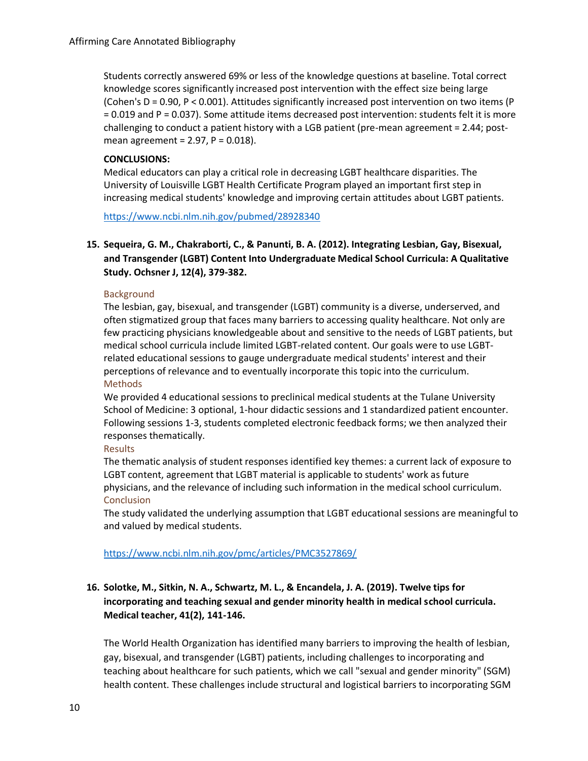Students correctly answered 69% or less of the knowledge questions at baseline. Total correct knowledge scores significantly increased post intervention with the effect size being large (Cohen's D = 0.90, $P < 0.001$). Attitudes significantly increased post intervention on two items ($P = 0.019$ and $P = 0.037$). Some attitude items decreased post intervention: students felt it is more challenging to conduct a patient history with a LGB patient (pre-mean agreement = 2.44; post-mean agreement = 2.97, $P = 0.018$).

**CONCLUSIONS:**

Medical educators can play a critical role in decreasing LGBT healthcare disparities. The University of Louisville LGBT Health Certificate Program played an important first step in increasing medical students' knowledge and improving certain attitudes about LGBT patients.

https://www.ncbi.nlm.nih.gov/pubmed/28928340

**15. Sequeira, G. M., Chakraborti, C., & Panunti, B. A. (2012). Integrating Lesbian, Gay, Bisexual, and Transgender (LGBT) Content Into Undergraduate Medical School Curricula: A Qualitative Study. Ochsner J, 12(4), 379-382.**

Background

The lesbian, gay, bisexual, and transgender (LGBT) community is a diverse, underserved, and often stigmatized group that faces many barriers to accessing quality healthcare. Not only are few practicing physicians knowledgeable about and sensitive to the needs of LGBT patients, but medical school curricula include limited LGBT-related content. Our goals were to use LGBT-related educational sessions to gauge undergraduate medical students' interest and their perceptions of relevance and to eventually incorporate this topic into the curriculum.

Methods

We provided 4 educational sessions to preclinical medical students at the Tulane University School of Medicine: 3 optional, 1-hour didactic sessions and 1 standardized patient encounter. Following sessions 1-3, students completed electronic feedback forms; we then analyzed their responses thematically.

Results

The thematic analysis of student responses identified key themes: a current lack of exposure to LGBT content, agreement that LGBT material is applicable to students' work as future physicians, and the relevance of including such information in the medical school curriculum.

Conclusion

The study validated the underlying assumption that LGBT educational sessions are meaningful to and valued by medical students.

https://www.ncbi.nlm.nih.gov/pmc/articles/PMC3527869/

**16. Solotke, M., Sitkin, N. A., Schwartz, M. L., & Encandela, J. A. (2019). Twelve tips for incorporating and teaching sexual and gender minority health in medical school curricula. Medical teacher, 41(2), 141-146.**

The World Health Organization has identified many barriers to improving the health of lesbian, gay, bisexual, and transgender (LGBT) patients, including challenges to incorporating and teaching about healthcare for such patients, which we call "sexual and gender minority" (SGM) health content. These challenges include structural and logistical barriers to incorporating SGM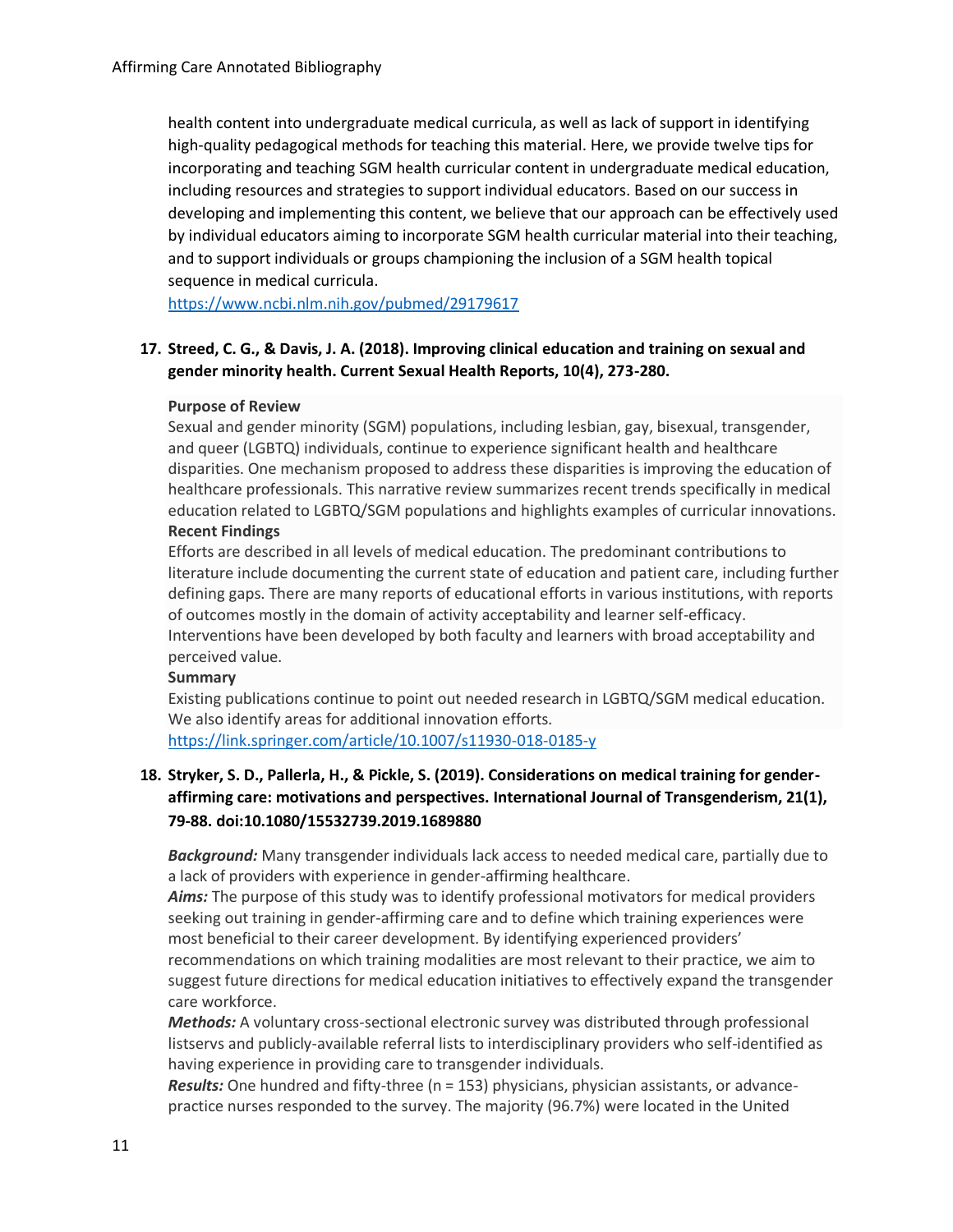health content into undergraduate medical curricula, as well as lack of support in identifying high-quality pedagogical methods for teaching this material. Here, we provide twelve tips for incorporating and teaching SGM health curricular content in undergraduate medical education, including resources and strategies to support individual educators. Based on our success in developing and implementing this content, we believe that our approach can be effectively used by individual educators aiming to incorporate SGM health curricular material into their teaching, and to support individuals or groups championing the inclusion of a SGM health topical sequence in medical curricula.
https://www.ncbi.nlm.nih.gov/pubmed/29179617

17. **Streed, C. G., & Davis, J. A. (2018). Improving clinical education and training on sexual and gender minority health. Current Sexual Health Reports, 10(4), 273-280.**

    **Purpose of Review**
    Sexual and gender minority (SGM) populations, including lesbian, gay, bisexual, transgender, and queer (LGBTQ) individuals, continue to experience significant health and healthcare disparities. One mechanism proposed to address these disparities is improving the education of healthcare professionals. This narrative review summarizes recent trends specifically in medical education related to LGBTQ/SGM populations and highlights examples of curricular innovations.
    **Recent Findings**
    Efforts are described in all levels of medical education. The predominant contributions to literature include documenting the current state of education and patient care, including further defining gaps. There are many reports of educational efforts in various institutions, with reports of outcomes mostly in the domain of activity acceptability and learner self-efficacy. Interventions have been developed by both faculty and learners with broad acceptability and perceived value.
    **Summary**
    Existing publications continue to point out needed research in LGBTQ/SGM medical education. We also identify areas for additional innovation efforts.
    https://link.springer.com/article/10.1007/s11930-018-0185-y

18. **Stryker, S. D., Pallerla, H., & Pickle, S. (2019). Considerations on medical training for gender-affirming care: motivations and perspectives. International Journal of Transgenderism, 21(1), 79-88. doi:10.1080/15532739.2019.1689880**

    ***Background:*** Many transgender individuals lack access to needed medical care, partially due to a lack of providers with experience in gender-affirming healthcare.
    ***Aims:*** The purpose of this study was to identify professional motivators for medical providers seeking out training in gender-affirming care and to define which training experiences were most beneficial to their career development. By identifying experienced providers' recommendations on which training modalities are most relevant to their practice, we aim to suggest future directions for medical education initiatives to effectively expand the transgender care workforce.
    ***Methods:*** A voluntary cross-sectional electronic survey was distributed through professional listservs and publicly-available referral lists to interdisciplinary providers who self-identified as having experience in providing care to transgender individuals.
    ***Results:*** One hundred and fifty-three (n = 153) physicians, physician assistants, or advance-practice nurses responded to the survey. The majority (96.7%) were located in the United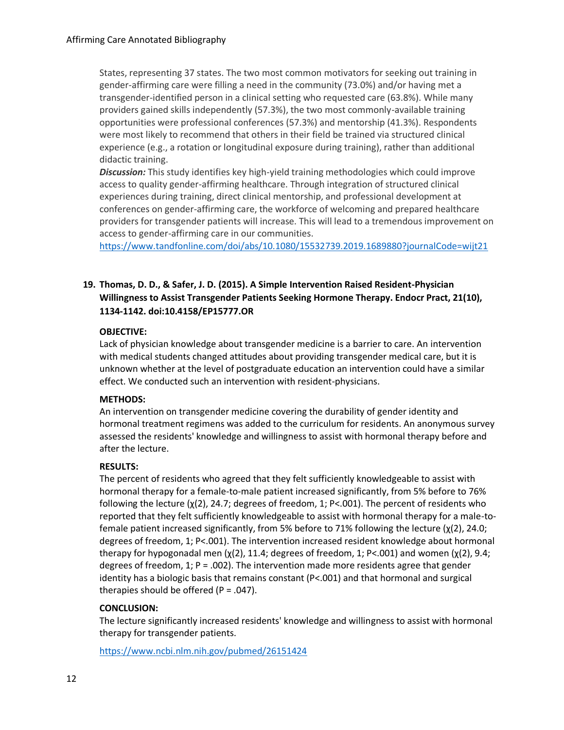States, representing 37 states. The two most common motivators for seeking out training in gender-affirming care were filling a need in the community (73.0%) and/or having met a transgender-identified person in a clinical setting who requested care (63.8%). While many providers gained skills independently (57.3%), the two most commonly-available training opportunities were professional conferences (57.3%) and mentorship (41.3%). Respondents were most likely to recommend that others in their field be trained via structured clinical experience (e.g., a rotation or longitudinal exposure during training), rather than additional didactic training.

***Discussion:*** This study identifies key high-yield training methodologies which could improve access to quality gender-affirming healthcare. Through integration of structured clinical experiences during training, direct clinical mentorship, and professional development at conferences on gender-affirming care, the workforce of welcoming and prepared healthcare providers for transgender patients will increase. This will lead to a tremendous improvement on access to gender-affirming care in our communities.

https://www.tandfonline.com/doi/abs/10.1080/15532739.2019.1689880?journalCode=wijt21

**19. Thomas, D. D., & Safer, J. D. (2015). A Simple Intervention Raised Resident-Physician Willingness to Assist Transgender Patients Seeking Hormone Therapy. Endocr Pract, 21(10), 1134-1142. doi:10.4158/EP15777.OR**

**OBJECTIVE:**

Lack of physician knowledge about transgender medicine is a barrier to care. An intervention with medical students changed attitudes about providing transgender medical care, but it is unknown whether at the level of postgraduate education an intervention could have a similar effect. We conducted such an intervention with resident-physicians.

**METHODS:**

An intervention on transgender medicine covering the durability of gender identity and hormonal treatment regimens was added to the curriculum for residents. An anonymous survey assessed the residents' knowledge and willingness to assist with hormonal therapy before and after the lecture.

**RESULTS:**

The percent of residents who agreed that they felt sufficiently knowledgeable to assist with hormonal therapy for a female-to-male patient increased significantly, from 5% before to 76% following the lecture ($\chi(2)$, 24.7; degrees of freedom, 1; $P<.001$). The percent of residents who reported that they felt sufficiently knowledgeable to assist with hormonal therapy for a male-to-female patient increased significantly, from 5% before to 71% following the lecture ($\chi(2)$, 24.0; degrees of freedom, 1; $P<.001$). The intervention increased resident knowledge about hormonal therapy for hypogonadal men ($\chi(2)$, 11.4; degrees of freedom, 1; $P<.001$) and women ($\chi(2)$, 9.4; degrees of freedom, 1; $P = .002$). The intervention made more residents agree that gender identity has a biologic basis that remains constant ($P<.001$) and that hormonal and surgical therapies should be offered ($P = .047$).

**CONCLUSION:**

The lecture significantly increased residents' knowledge and willingness to assist with hormonal therapy for transgender patients.

https://www.ncbi.nlm.nih.gov/pubmed/26151424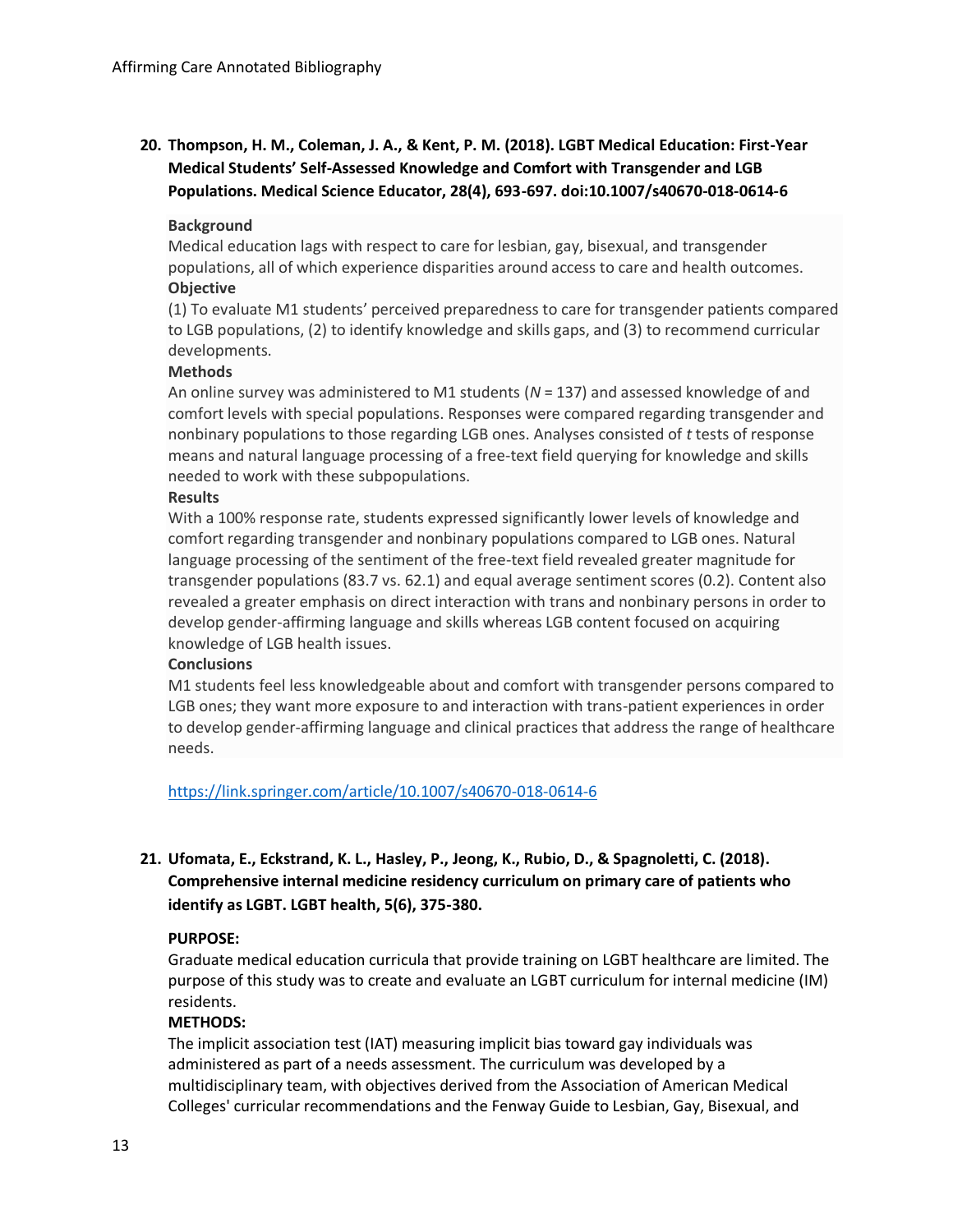**20. Thompson, H. M., Coleman, J. A., & Kent, P. M. (2018). LGBT Medical Education: First-Year Medical Students' Self-Assessed Knowledge and Comfort with Transgender and LGB Populations. Medical Science Educator, 28(4), 693-697. doi:10.1007/s40670-018-0614-6**

**Background**
Medical education lags with respect to care for lesbian, gay, bisexual, and transgender populations, all of which experience disparities around access to care and health outcomes.

**Objective**
(1) To evaluate M1 students' perceived preparedness to care for transgender patients compared to LGB populations, (2) to identify knowledge and skills gaps, and (3) to recommend curricular developments.

**Methods**
An online survey was administered to M1 students ($N$ = 137) and assessed knowledge of and comfort levels with special populations. Responses were compared regarding transgender and nonbinary populations to those regarding LGB ones. Analyses consisted of $t$ tests of response means and natural language processing of a free-text field querying for knowledge and skills needed to work with these subpopulations.

**Results**
With a 100% response rate, students expressed significantly lower levels of knowledge and comfort regarding transgender and nonbinary populations compared to LGB ones. Natural language processing of the sentiment of the free-text field revealed greater magnitude for transgender populations (83.7 vs. 62.1) and equal average sentiment scores (0.2). Content also revealed a greater emphasis on direct interaction with trans and nonbinary persons in order to develop gender-affirming language and skills whereas LGB content focused on acquiring knowledge of LGB health issues.

**Conclusions**
M1 students feel less knowledgeable about and comfort with transgender persons compared to LGB ones; they want more exposure to and interaction with trans-patient experiences in order to develop gender-affirming language and clinical practices that address the range of healthcare needs.

https://link.springer.com/article/10.1007/s40670-018-0614-6

**21. Ufomata, E., Eckstrand, K. L., Hasley, P., Jeong, K., Rubio, D., & Spagnoletti, C. (2018). Comprehensive internal medicine residency curriculum on primary care of patients who identify as LGBT. LGBT health, 5(6), 375-380.**

**PURPOSE:**
Graduate medical education curricula that provide training on LGBT healthcare are limited. The purpose of this study was to create and evaluate an LGBT curriculum for internal medicine (IM) residents.

**METHODS:**
The implicit association test (IAT) measuring implicit bias toward gay individuals was administered as part of a needs assessment. The curriculum was developed by a multidisciplinary team, with objectives derived from the Association of American Medical Colleges' curricular recommendations and the Fenway Guide to Lesbian, Gay, Bisexual, and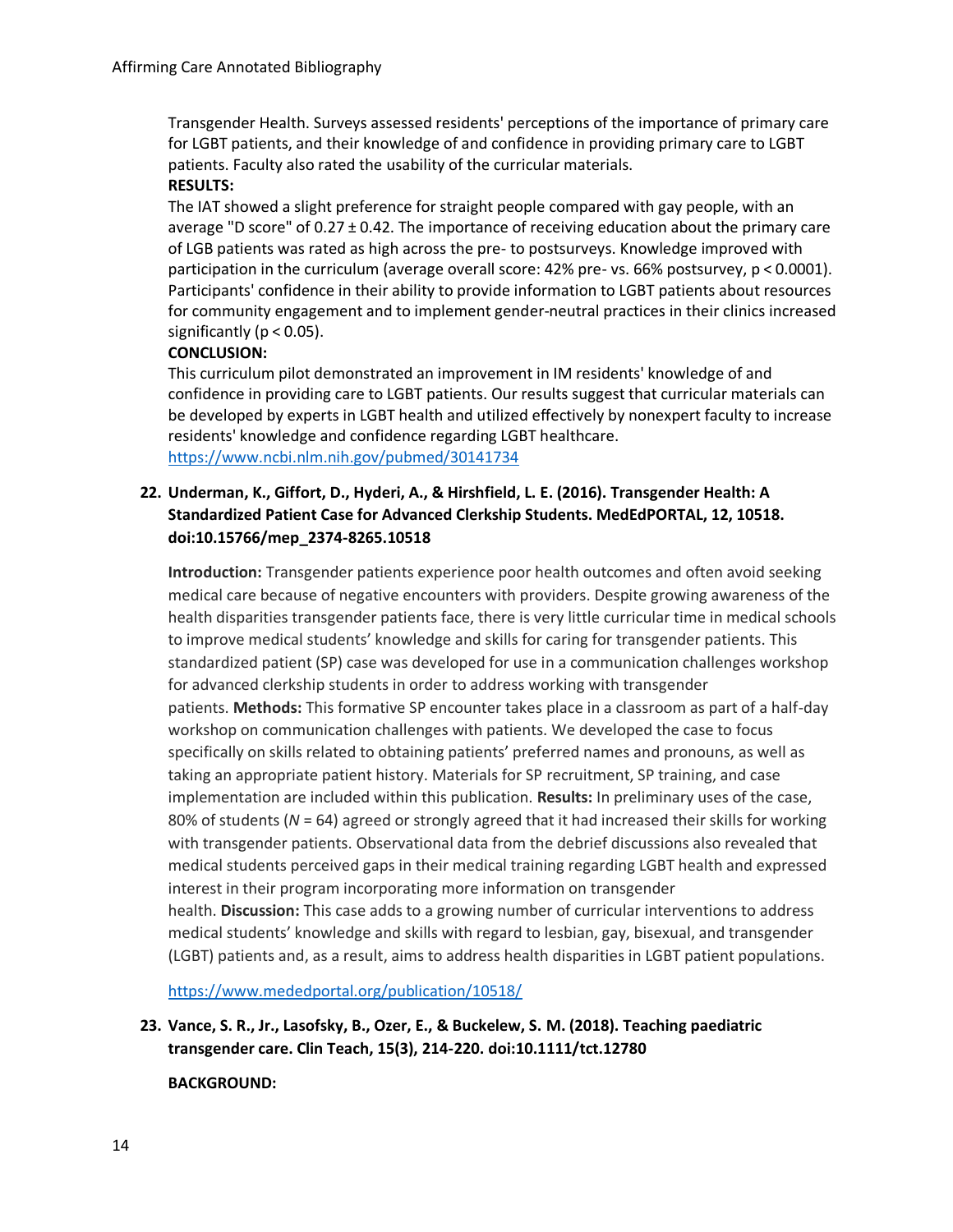Transgender Health. Surveys assessed residents' perceptions of the importance of primary care for LGBT patients, and their knowledge of and confidence in providing primary care to LGBT patients. Faculty also rated the usability of the curricular materials.

**RESULTS:**

The IAT showed a slight preference for straight people compared with gay people, with an average "D score" of 0.27 ± 0.42. The importance of receiving education about the primary care of LGB patients was rated as high across the pre- to postsurveys. Knowledge improved with participation in the curriculum (average overall score: 42% pre- vs. 66% postsurvey, $p < 0.0001$). Participants' confidence in their ability to provide information to LGBT patients about resources for community engagement and to implement gender-neutral practices in their clinics increased significantly ($p < 0.05$).

**CONCLUSION:**

This curriculum pilot demonstrated an improvement in IM residents' knowledge of and confidence in providing care to LGBT patients. Our results suggest that curricular materials can be developed by experts in LGBT health and utilized effectively by nonexpert faculty to increase residents' knowledge and confidence regarding LGBT healthcare.

https://www.ncbi.nlm.nih.gov/pubmed/30141734

22. **Underman, K., Giffort, D., Hyderi, A., & Hirshfield, L. E. (2016). Transgender Health: A Standardized Patient Case for Advanced Clerkship Students. MedEdPORTAL, 12, 10518. doi:10.15766/mep_2374-8265.10518**

    **Introduction:** Transgender patients experience poor health outcomes and often avoid seeking medical care because of negative encounters with providers. Despite growing awareness of the health disparities transgender patients face, there is very little curricular time in medical schools to improve medical students' knowledge and skills for caring for transgender patients. This standardized patient (SP) case was developed for use in a communication challenges workshop for advanced clerkship students in order to address working with transgender patients. **Methods:** This formative SP encounter takes place in a classroom as part of a half-day workshop on communication challenges with patients. We developed the case to focus specifically on skills related to obtaining patients' preferred names and pronouns, as well as taking an appropriate patient history. Materials for SP recruitment, SP training, and case implementation are included within this publication. **Results:** In preliminary uses of the case, 80% of students (*N* = 64) agreed or strongly agreed that it had increased their skills for working with transgender patients. Observational data from the debrief discussions also revealed that medical students perceived gaps in their medical training regarding LGBT health and expressed interest in their program incorporating more information on transgender health. **Discussion:** This case adds to a growing number of curricular interventions to address medical students' knowledge and skills with regard to lesbian, gay, bisexual, and transgender (LGBT) patients and, as a result, aims to address health disparities in LGBT patient populations.

    https://www.mededportal.org/publication/10518/

23. **Vance, S. R., Jr., Lasofsky, B., Ozer, E., & Buckelew, S. M. (2018). Teaching paediatric transgender care. Clin Teach, 15(3), 214-220. doi:10.1111/tct.12780**

    **BACKGROUND:**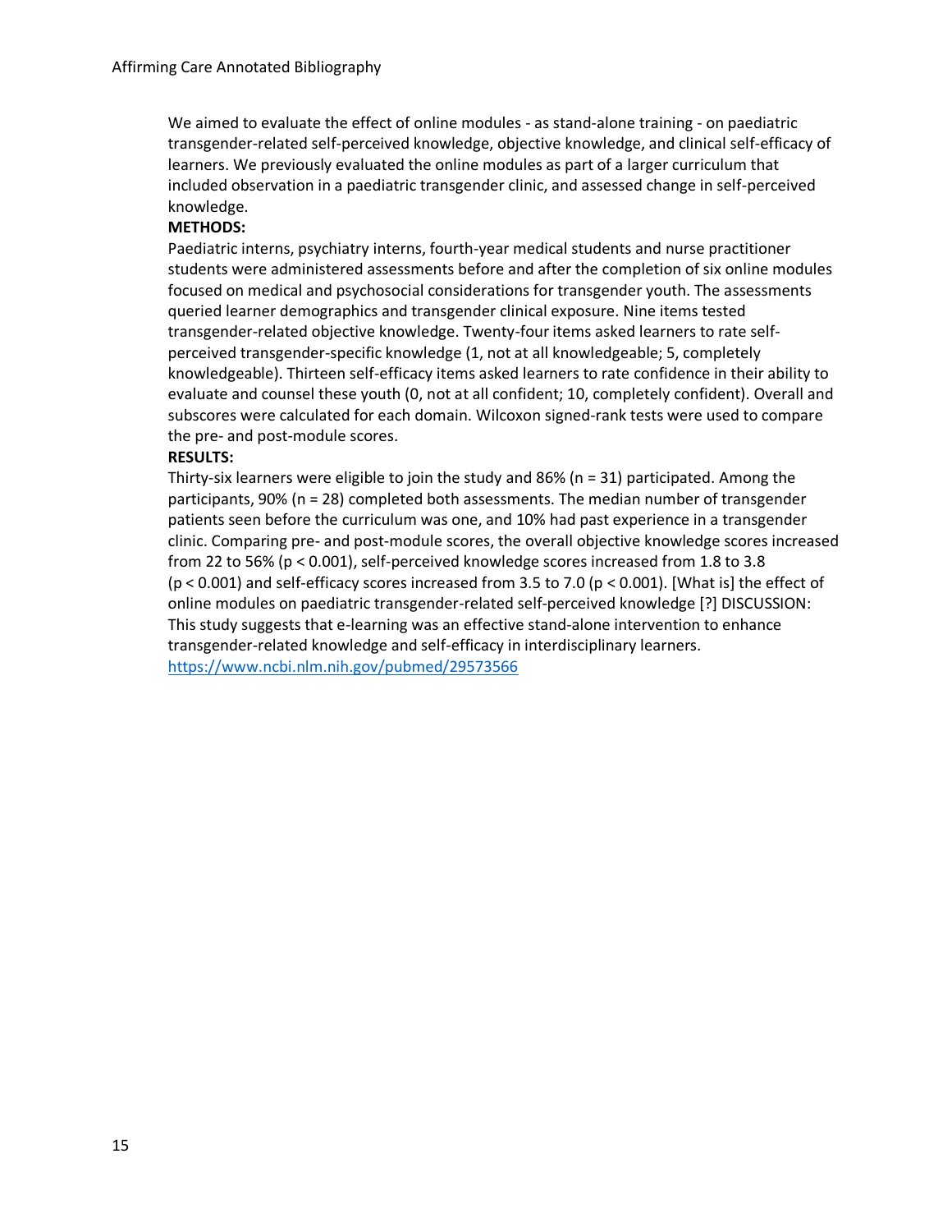We aimed to evaluate the effect of online modules - as stand-alone training - on paediatric transgender-related self-perceived knowledge, objective knowledge, and clinical self-efficacy of learners. We previously evaluated the online modules as part of a larger curriculum that included observation in a paediatric transgender clinic, and assessed change in self-perceived knowledge.

**METHODS:**

Paediatric interns, psychiatry interns, fourth-year medical students and nurse practitioner students were administered assessments before and after the completion of six online modules focused on medical and psychosocial considerations for transgender youth. The assessments queried learner demographics and transgender clinical exposure. Nine items tested transgender-related objective knowledge. Twenty-four items asked learners to rate self-perceived transgender-specific knowledge (1, not at all knowledgeable; 5, completely knowledgeable). Thirteen self-efficacy items asked learners to rate confidence in their ability to evaluate and counsel these youth (0, not at all confident; 10, completely confident). Overall and subscores were calculated for each domain. Wilcoxon signed-rank tests were used to compare the pre- and post-module scores.

**RESULTS:**

Thirty-six learners were eligible to join the study and 86% (n = 31) participated. Among the participants, 90% (n = 28) completed both assessments. The median number of transgender patients seen before the curriculum was one, and 10% had past experience in a transgender clinic. Comparing pre- and post-module scores, the overall objective knowledge scores increased from 22 to 56% ($p < 0.001$), self-perceived knowledge scores increased from 1.8 to 3.8 ($p < 0.001$) and self-efficacy scores increased from 3.5 to 7.0 ($p < 0.001$). [What is] the effect of online modules on paediatric transgender-related self-perceived knowledge [?] DISCUSSION: This study suggests that e-learning was an effective stand-alone intervention to enhance transgender-related knowledge and self-efficacy in interdisciplinary learners.
https://www.ncbi.nlm.nih.gov/pubmed/29573566